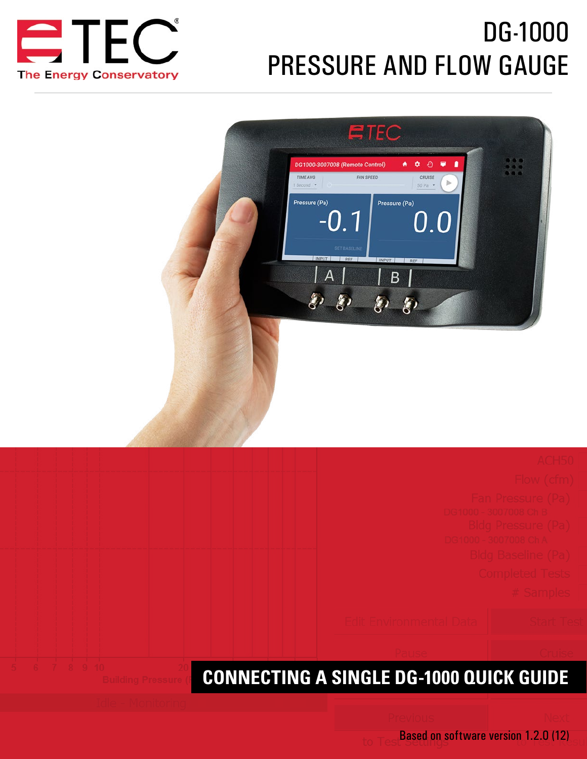TEC

The Energy Conservatory

# DG-1000 PRESSURE AND FLOW GAUGE

## CONNECTING A SINGLE DG-1000 QUICK GUIDE

Based on software version 1.2.0 (12)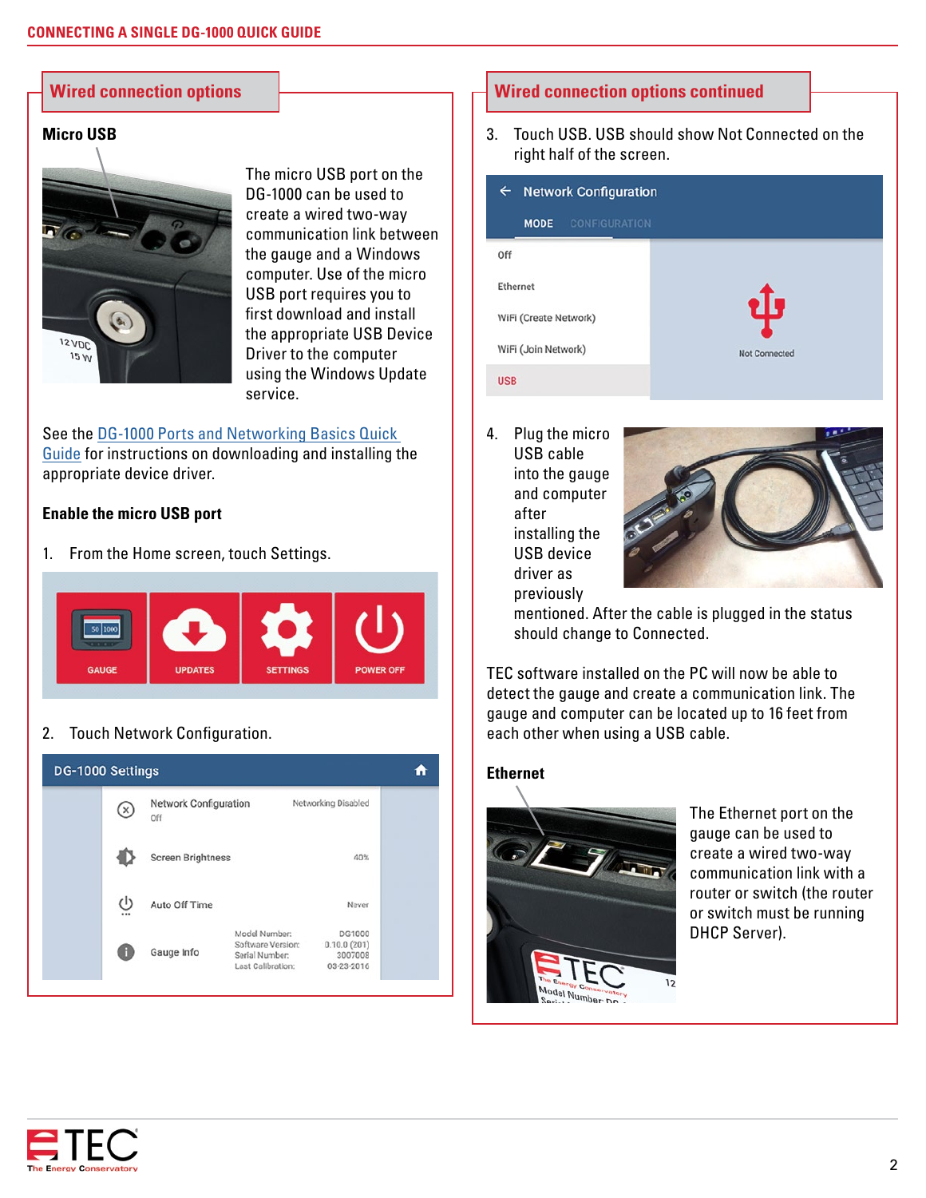## Wired connection options

### Micro USB

The micro USB port on the DG-1000 can be used to create a wired two-way communication link between the gauge and a Windows computer. Use of the micro USB port requires you to first download and install the appropriate USB Device Driver to the computer using the Windows Update service.

See the DG-1000 Ports and Networking Basics Quick Guide for instructions on downloading and installing the appropriate device driver.

### Enable the micro USB port

1. From the Home screen, touch Settings.

2. Touch Network Configuration.

## Wired connection options continued

3. Touch USB. USB should show Not Connected on the right half of the screen.

4. Plug the micro USB cable into the gauge and computer after installing the USB device driver as previously mentioned. After the cable is plugged in the status should change to Connected.

TEC software installed on the PC will now be able to detect the gauge and create a communication link. The gauge and computer can be located up to 16 feet from each other when using a USB cable.

### Ethernet

The Ethernet port on the gauge can be used to create a wired two-way communication link with a router or switch (the router or switch must be running DHCP Server).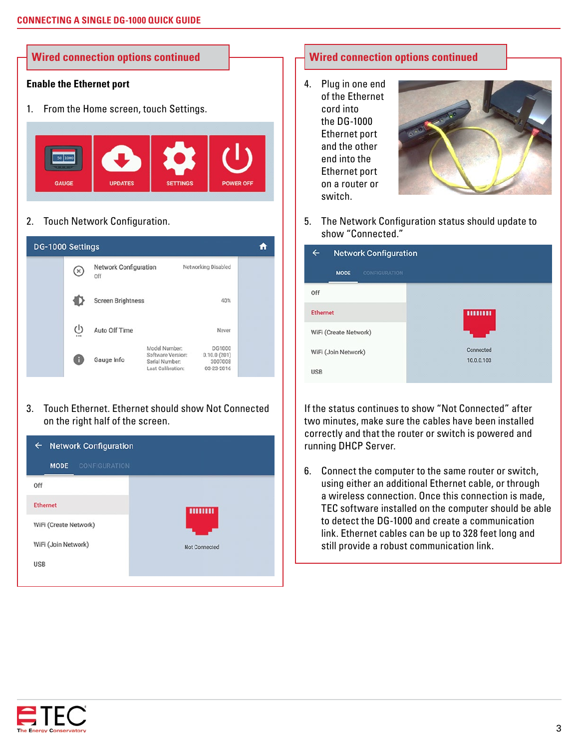## Wired connection options continued

**Enable the Ethernet port**

1. From the Home screen, touch Settings.

2. Touch Network Configuration.

3. Touch Ethernet. Ethernet should show Not Connected on the right half of the screen.

## Wired connection options continued

4. Plug in one end of the Ethernet cord into the DG-1000 Ethernet port and the other end into the Ethernet port on a router or switch.

5. The Network Configuration status should update to show "Connected."

If the status continues to show "Not Connected" after two minutes, make sure the cables have been installed correctly and that the router or switch is powered and running DHCP Server.

6. Connect the computer to the same router or switch, using either an additional Ethernet cable, or through a wireless connection. Once this connection is made, TEC software installed on the computer should be able to detect the DG-1000 and create a communication link. Ethernet cables can be up to 328 feet long and still provide a robust communication link.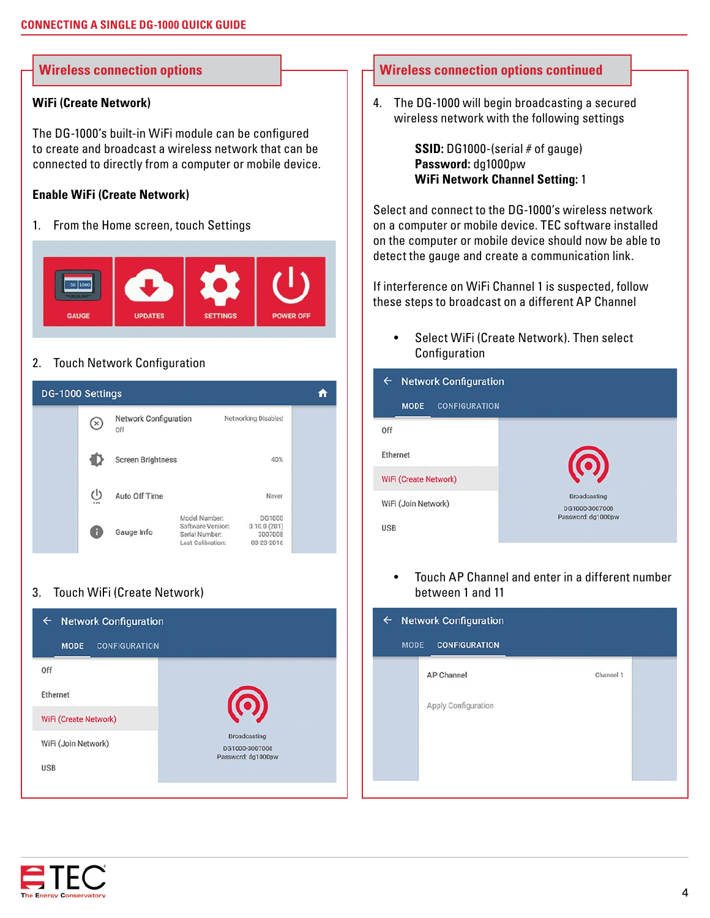## Wireless connection options

**WiFi (Create Network)**

The DG-1000's built-in WiFi module can be configured to create and broadcast a wireless network that can be connected to directly from a computer or mobile device.

**Enable WiFi (Create Network)**

1. From the Home screen, touch Settings

GAUGE UPDATES SETTINGS POWER OFF

2. Touch Network Configuration

DG-1000 Settings

| | | |
|---|---|---|
| Network Configuration<br>Off | | Networking Disabled |
| Screen Brightness | | 40% |
| Auto Off Time | | Never |
| Gauge Info | Model Number:<br>Software Version:<br>Serial Number:<br>Last Calibration: | DG1000<br>0.10.0 (201)<br>3007008<br>03-23-2016 |

3. Touch WiFi (Create Network)

Network Configuration

MODE CONFIGURATION

- Off
- Ethernet
- WiFi (Create Network)
- WiFi (Join Network)
- USB

Broadcasting
DG1000-3007008
Password: dg1000pw

## Wireless connection options continued

4. The DG-1000 will begin broadcasting a secured wireless network with the following settings

   **SSID:** DG1000-(serial # of gauge)
   **Password:** dg1000pw
   **WiFi Network Channel Setting:** 1

Select and connect to the DG-1000's wireless network on a computer or mobile device. TEC software installed on the computer or mobile device should now be able to detect the gauge and create a communication link.

If interference on WiFi Channel 1 is suspected, follow these steps to broadcast on a different AP Channel

- Select WiFi (Create Network). Then select Configuration

Network Configuration

MODE CONFIGURATION

- Off
- Ethernet
- WiFi (Create Network)
- WiFi (Join Network)
- USB

Broadcasting
DG1000-3007008
Password: dg1000pw

- Touch AP Channel and enter in a different number between 1 and 11

Network Configuration

MODE CONFIGURATION

AP Channel — Channel 1

Apply Configuration

TEC The Energy Conservatory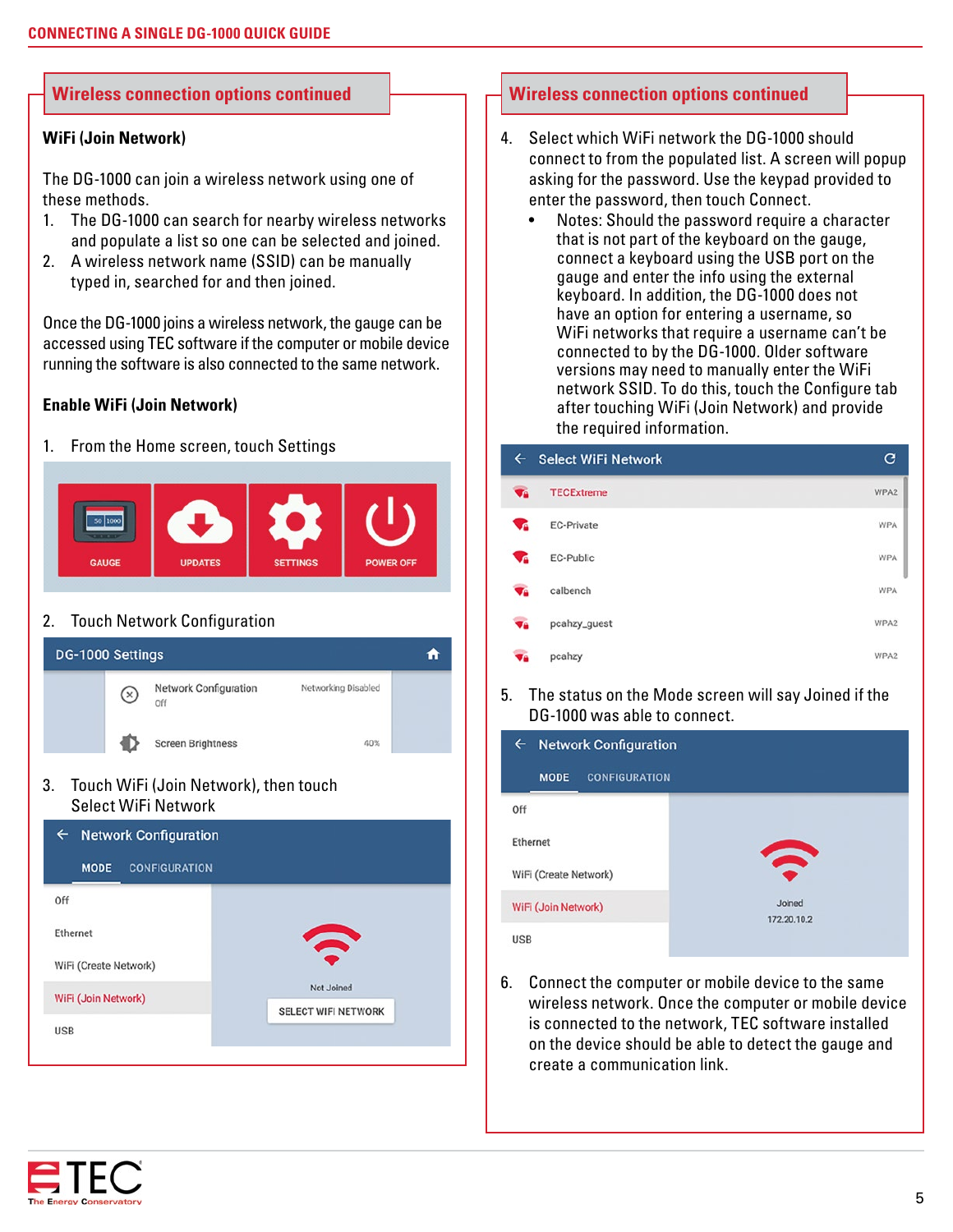## Wireless connection options continued

**WiFi (Join Network)**

The DG-1000 can join a wireless network using one of these methods.

1. The DG-1000 can search for nearby wireless networks and populate a list so one can be selected and joined.
2. A wireless network name (SSID) can be manually typed in, searched for and then joined.

Once the DG-1000 joins a wireless network, the gauge can be accessed using TEC software if the computer or mobile device running the software is also connected to the same network.

**Enable WiFi (Join Network)**

1. From the Home screen, touch Settings
2. Touch Network Configuration
3. Touch WiFi (Join Network), then touch Select WiFi Network

## Wireless connection options continued

4. Select which WiFi network the DG-1000 should connect to from the populated list. A screen will popup asking for the password. Use the keypad provided to enter the password, then touch Connect.
   - Notes: Should the password require a character that is not part of the keyboard on the gauge, connect a keyboard using the USB port on the gauge and enter the info using the external keyboard. In addition, the DG-1000 does not have an option for entering a username, so WiFi networks that require a username can't be connected to by the DG-1000. Older software versions may need to manually enter the WiFi network SSID. To do this, touch the Configure tab after touching WiFi (Join Network) and provide the required information.
5. The status on the Mode screen will say Joined if the DG-1000 was able to connect.
6. Connect the computer or mobile device to the same wireless network. Once the computer or mobile device is connected to the network, TEC software installed on the device should be able to detect the gauge and create a communication link.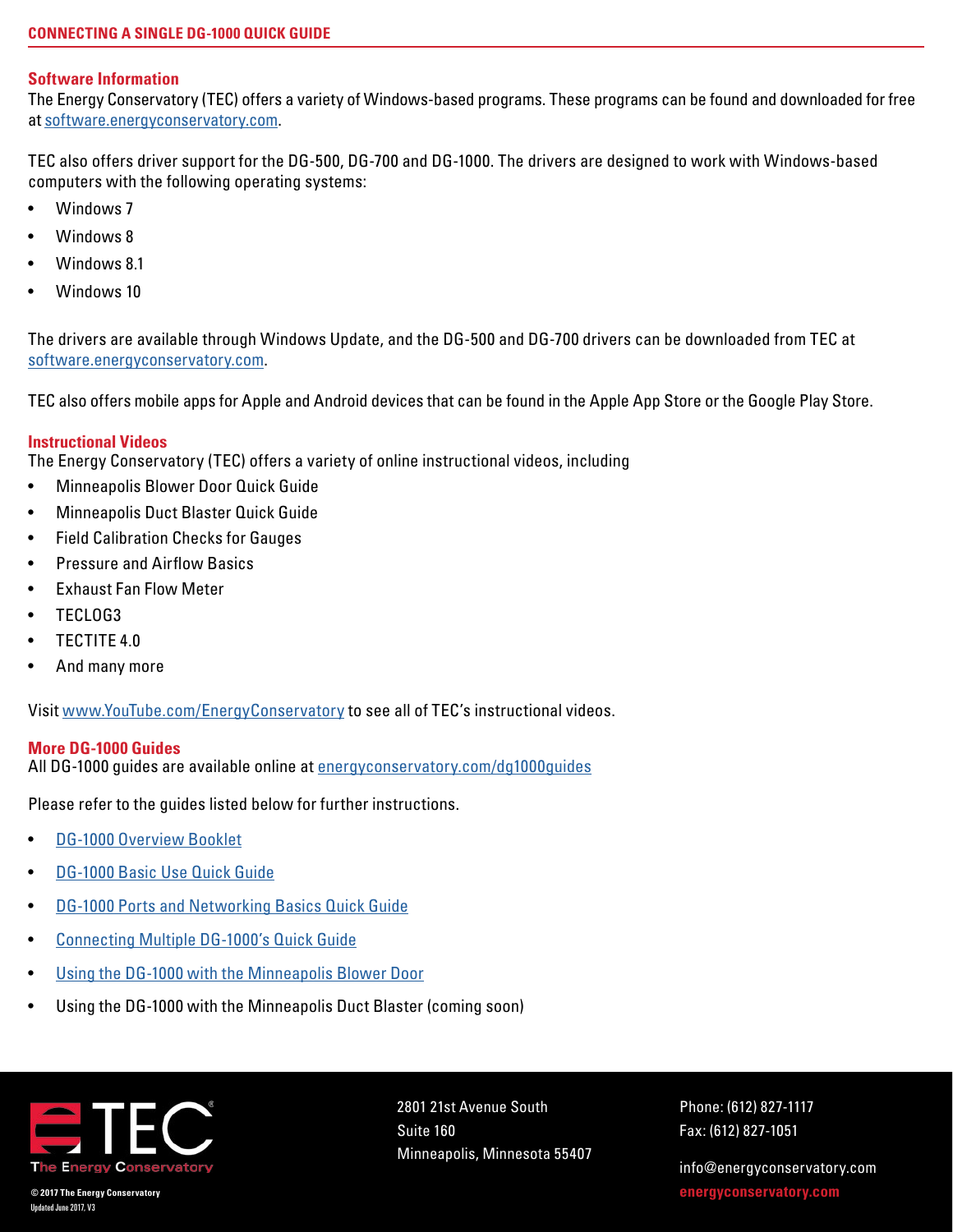## Software Information

The Energy Conservatory (TEC) offers a variety of Windows-based programs. These programs can be found and downloaded for free at software.energyconservatory.com.

TEC also offers driver support for the DG-500, DG-700 and DG-1000. The drivers are designed to work with Windows-based computers with the following operating systems:

- Windows 7
- Windows 8
- Windows 8.1
- Windows 10

The drivers are available through Windows Update, and the DG-500 and DG-700 drivers can be downloaded from TEC at software.energyconservatory.com.

TEC also offers mobile apps for Apple and Android devices that can be found in the Apple App Store or the Google Play Store.

## Instructional Videos

The Energy Conservatory (TEC) offers a variety of online instructional videos, including

- Minneapolis Blower Door Quick Guide
- Minneapolis Duct Blaster Quick Guide
- Field Calibration Checks for Gauges
- Pressure and Airflow Basics
- Exhaust Fan Flow Meter
- TECLOG3
- TECTITE 4.0
- And many more

Visit www.YouTube.com/EnergyConservatory to see all of TEC's instructional videos.

## More DG-1000 Guides

All DG-1000 guides are available online at energyconservatory.com/dg1000guides

Please refer to the guides listed below for further instructions.

- DG-1000 Overview Booklet
- DG-1000 Basic Use Quick Guide
- DG-1000 Ports and Networking Basics Quick Guide
- Connecting Multiple DG-1000's Quick Guide
- Using the DG-1000 with the Minneapolis Blower Door
- Using the DG-1000 with the Minneapolis Duct Blaster (coming soon)

TEC® The Energy Conservatory

2801 21st Avenue South
Suite 160
Minneapolis, Minnesota 55407

Phone: (612) 827-1117
Fax: (612) 827-1051

info@energyconservatory.com
energyconservatory.com

© 2017 The Energy Conservatory
Updated June 2017, V3